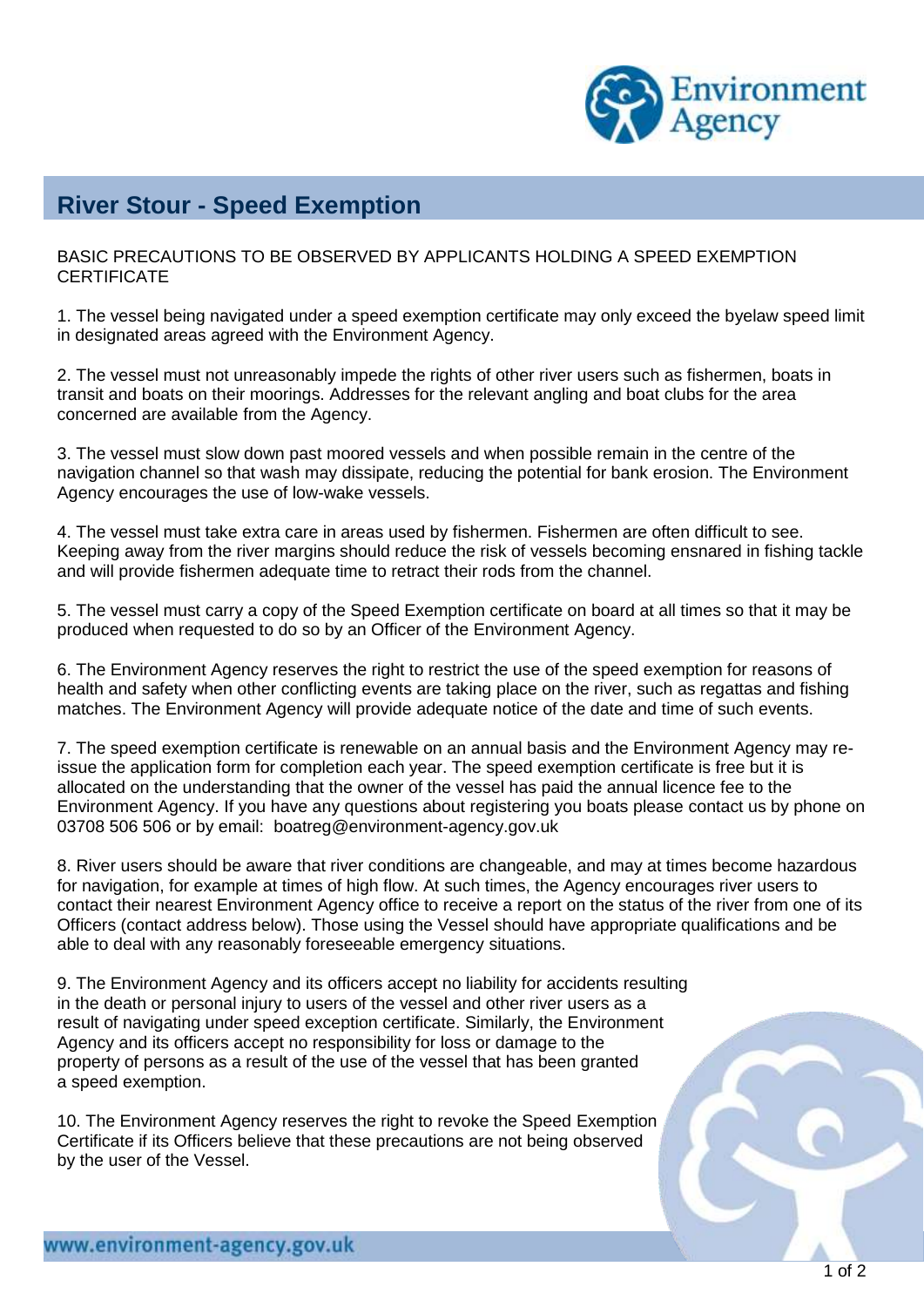# River Stour - Speed Exemption

BASIC PRECAUTIONS TO BE OBSERVED BY APPLICANTS HOLDING A SPEED EXEMPTION CERTIFICATE

1. The vessel being navigated under a speed exemption certificate may only exceed the byelaw speed limit in designated areas agreed with the Environment Agency.

2. The vessel must not unreasonably impede the rights of other river users such as fishermen, boats in transit and boats on their moorings. Addresses for the relevant angling and boat clubs for the area concerned are available from the Agency.

3. The vessel must slow down past moored vessels and when possible remain in the centre of the navigation channel so that wash may dissipate, reducing the potential for bank erosion. The Environment Agency encourages the use of low-wake vessels.

4. The vessel must take extra care in areas used by fishermen. Fishermen are often difficult to see. Keeping away from the river margins should reduce the risk of vessels becoming ensnared in fishing tackle and will provide fishermen adequate time to retract their rods from the channel.

5. The vessel must carry a copy of the Speed Exemption certificate on board at all times so that it may be produced when requested to do so by an Officer of the Environment Agency.

6. The Environment Agency reserves the right to restrict the use of the speed exemption for reasons of health and safety when other conflicting events are taking place on the river, such as regattas and fishing matches. The Environment Agency will provide adequate notice of the date and time of such events.

7. The speed exemption certificate is renewable on an annual basis and the Environment Agency may re-issue the application form for completion each year. The speed exemption certificate is free but it is allocated on the understanding that the owner of the vessel has paid the annual licence fee to the Environment Agency. If you have any questions about registering you boats please contact us by phone on 03708 506 506 or by email: boatreg@environment-agency.gov.uk

8. River users should be aware that river conditions are changeable, and may at times become hazardous for navigation, for example at times of high flow. At such times, the Agency encourages river users to contact their nearest Environment Agency office to receive a report on the status of the river from one of its Officers (contact address below). Those using the Vessel should have appropriate qualifications and be able to deal with any reasonably foreseeable emergency situations.

9. The Environment Agency and its officers accept no liability for accidents resulting in the death or personal injury to users of the vessel and other river users as a result of navigating under speed exception certificate. Similarly, the Environment Agency and its officers accept no responsibility for loss or damage to the property of persons as a result of the use of the vessel that has been granted a speed exemption.

10. The Environment Agency reserves the right to revoke the Speed Exemption Certificate if its Officers believe that these precautions are not being observed by the user of the Vessel.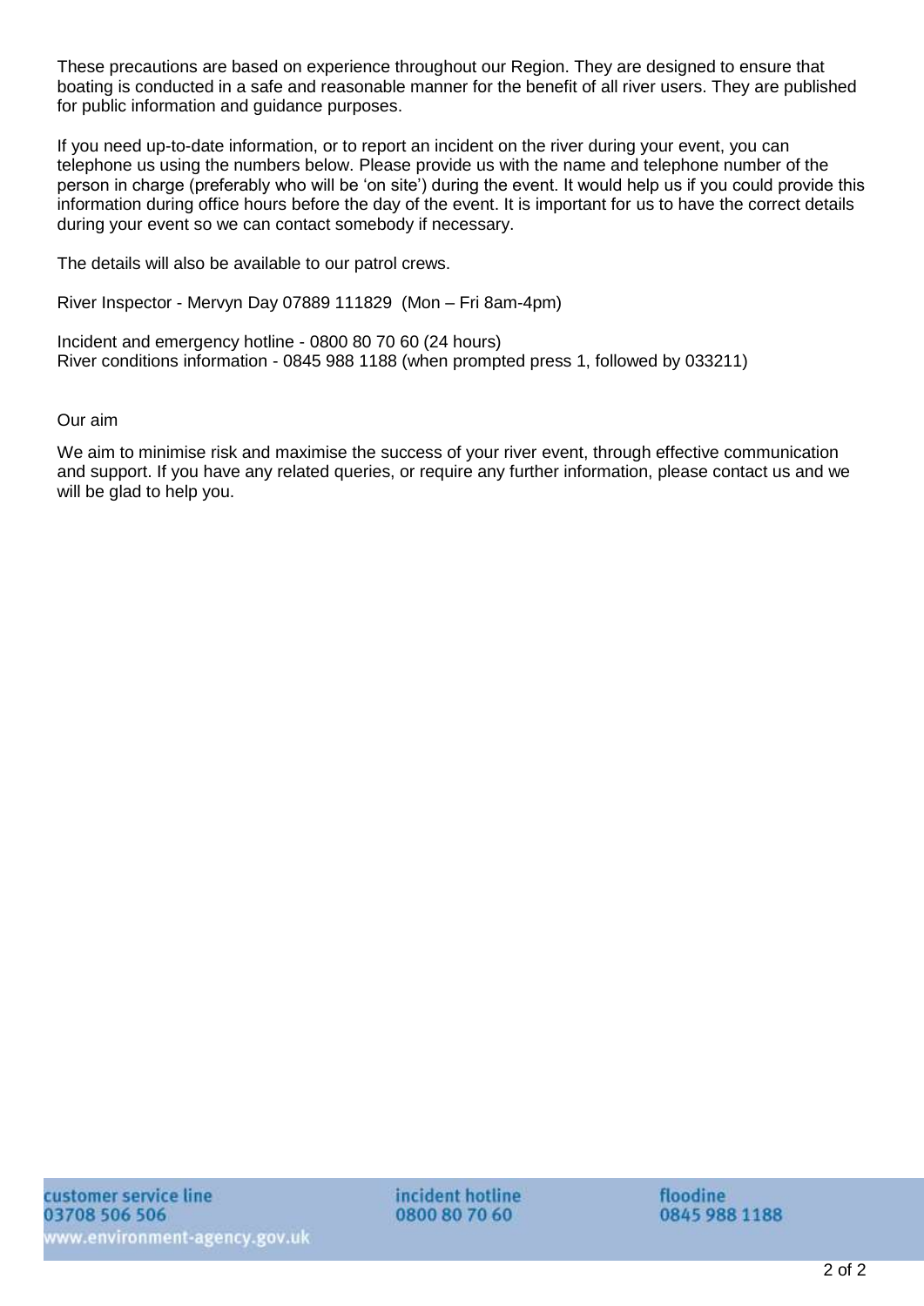These precautions are based on experience throughout our Region. They are designed to ensure that boating is conducted in a safe and reasonable manner for the benefit of all river users. They are published for public information and guidance purposes.

If you need up-to-date information, or to report an incident on the river during your event, you can telephone us using the numbers below. Please provide us with the name and telephone number of the person in charge (preferably who will be 'on site') during the event. It would help us if you could provide this information during office hours before the day of the event. It is important for us to have the correct details during your event so we can contact somebody if necessary.

The details will also be available to our patrol crews.

River Inspector - Mervyn Day 07889 111829 (Mon – Fri 8am-4pm)

Incident and emergency hotline - 0800 80 70 60 (24 hours)
River conditions information - 0845 988 1188 (when prompted press 1, followed by 033211)

Our aim

We aim to minimise risk and maximise the success of your river event, through effective communication and support. If you have any related queries, or require any further information, please contact us and we will be glad to help you.